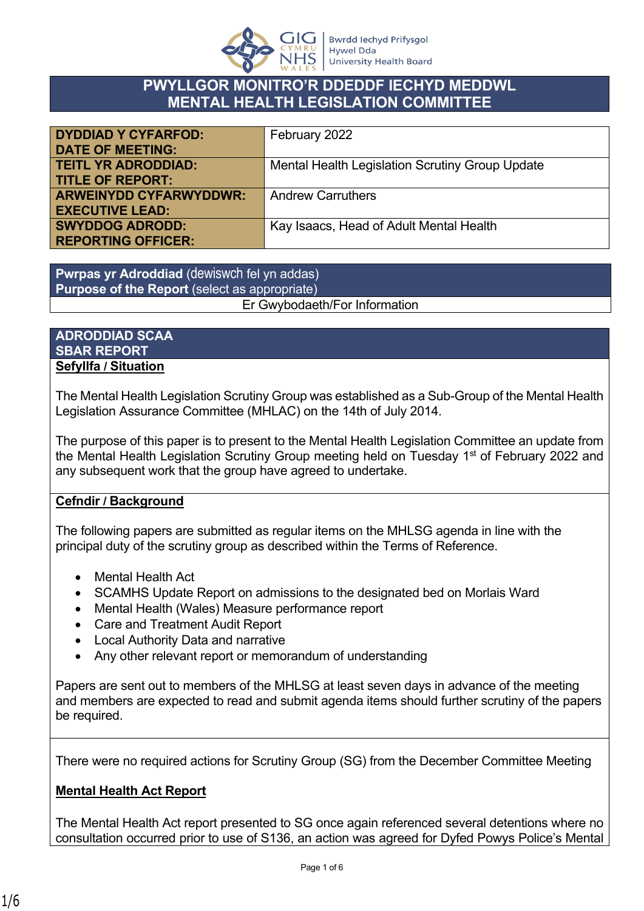# PWYLLGOR MONITRO'R DDEDDF IECHYD MEDDWL
# MENTAL HEALTH LEGISLATION COMMITTEE

| | |
|---|---|
| **DYDDIAD Y CYFARFOD: DATE OF MEETING:** | February 2022 |
| **TEITL YR ADRODDIAD: TITLE OF REPORT:** | Mental Health Legislation Scrutiny Group Update |
| **ARWEINYDD CYFARWYDDWR: EXECUTIVE LEAD:** | Andrew Carruthers |
| **SWYDDOG ADRODD: REPORTING OFFICER:** | Kay Isaacs, Head of Adult Mental Health |

| **Pwrpas yr Adroddiad** (dewiswch fel yn addas) **Purpose of the Report** (select as appropriate) |
|---|
| Er Gwybodaeth/For Information |

## ADRODDIAD SCAA
## SBAR REPORT

**Sefyllfa / Situation**

The Mental Health Legislation Scrutiny Group was established as a Sub-Group of the Mental Health Legislation Assurance Committee (MHLAC) on the 14th of July 2014.

The purpose of this paper is to present to the Mental Health Legislation Committee an update from the Mental Health Legislation Scrutiny Group meeting held on Tuesday 1st of February 2022 and any subsequent work that the group have agreed to undertake.

**Cefndir / Background**

The following papers are submitted as regular items on the MHLSG agenda in line with the principal duty of the scrutiny group as described within the Terms of Reference.

- Mental Health Act
- SCAMHS Update Report on admissions to the designated bed on Morlais Ward
- Mental Health (Wales) Measure performance report
- Care and Treatment Audit Report
- Local Authority Data and narrative
- Any other relevant report or memorandum of understanding

Papers are sent out to members of the MHLSG at least seven days in advance of the meeting and members are expected to read and submit agenda items should further scrutiny of the papers be required.

There were no required actions for Scrutiny Group (SG) from the December Committee Meeting

**Mental Health Act Report**

The Mental Health Act report presented to SG once again referenced several detentions where no consultation occurred prior to use of S136, an action was agreed for Dyfed Powys Police's Mental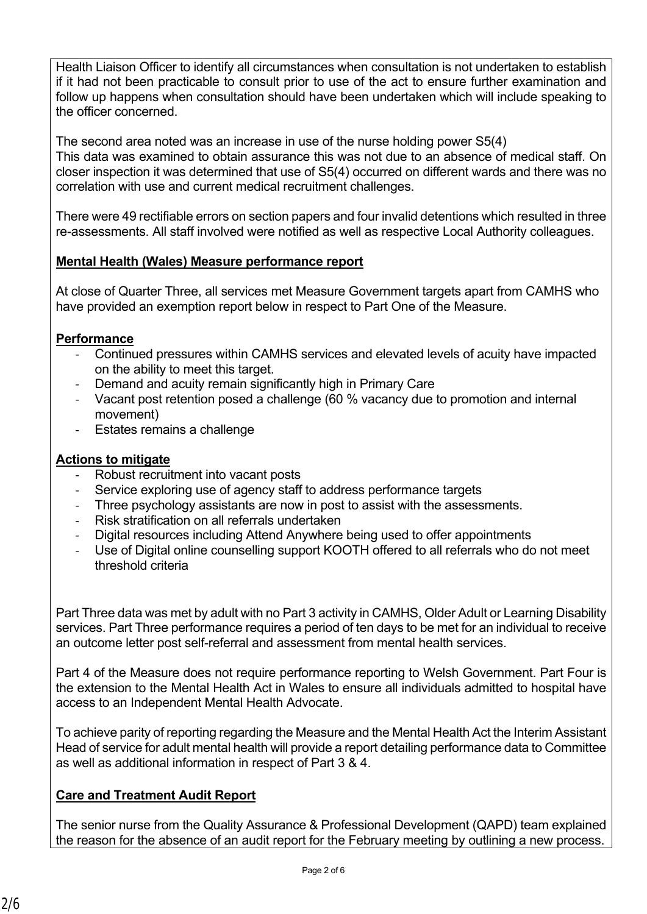Health Liaison Officer to identify all circumstances when consultation is not undertaken to establish if it had not been practicable to consult prior to use of the act to ensure further examination and follow up happens when consultation should have been undertaken which will include speaking to the officer concerned.

The second area noted was an increase in use of the nurse holding power S5(4)
This data was examined to obtain assurance this was not due to an absence of medical staff. On closer inspection it was determined that use of S5(4) occurred on different wards and there was no correlation with use and current medical recruitment challenges.

There were 49 rectifiable errors on section papers and four invalid detentions which resulted in three re-assessments. All staff involved were notified as well as respective Local Authority colleagues.

**Mental Health (Wales) Measure performance report**

At close of Quarter Three, all services met Measure Government targets apart from CAMHS who have provided an exemption report below in respect to Part One of the Measure.

**Performance**

- Continued pressures within CAMHS services and elevated levels of acuity have impacted on the ability to meet this target.
- Demand and acuity remain significantly high in Primary Care
- Vacant post retention posed a challenge (60 % vacancy due to promotion and internal movement)
- Estates remains a challenge

**Actions to mitigate**

- Robust recruitment into vacant posts
- Service exploring use of agency staff to address performance targets
- Three psychology assistants are now in post to assist with the assessments.
- Risk stratification on all referrals undertaken
- Digital resources including Attend Anywhere being used to offer appointments
- Use of Digital online counselling support KOOTH offered to all referrals who do not meet threshold criteria

Part Three data was met by adult with no Part 3 activity in CAMHS, Older Adult or Learning Disability services. Part Three performance requires a period of ten days to be met for an individual to receive an outcome letter post self-referral and assessment from mental health services.

Part 4 of the Measure does not require performance reporting to Welsh Government. Part Four is the extension to the Mental Health Act in Wales to ensure all individuals admitted to hospital have access to an Independent Mental Health Advocate.

To achieve parity of reporting regarding the Measure and the Mental Health Act the Interim Assistant Head of service for adult mental health will provide a report detailing performance data to Committee as well as additional information in respect of Part 3 & 4.

**Care and Treatment Audit Report**

The senior nurse from the Quality Assurance & Professional Development (QAPD) team explained the reason for the absence of an audit report for the February meeting by outlining a new process.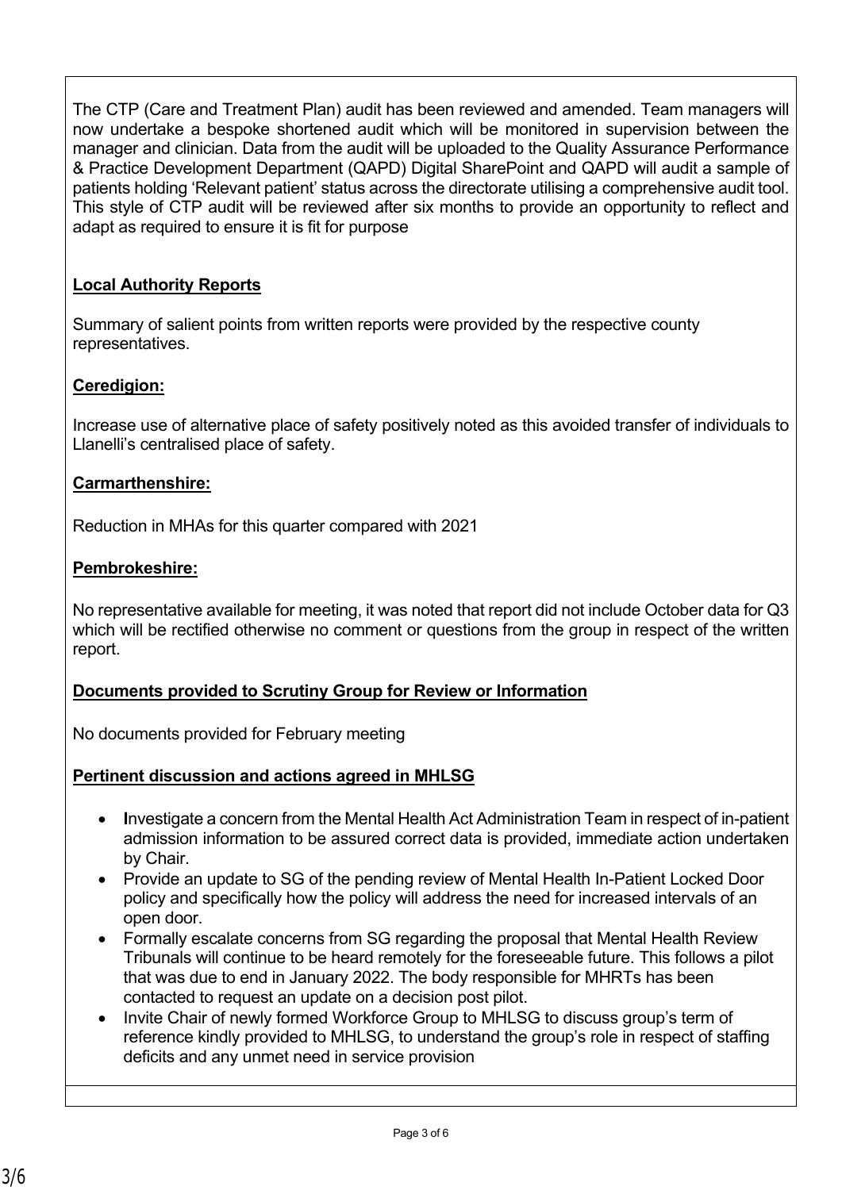The CTP (Care and Treatment Plan) audit has been reviewed and amended. Team managers will now undertake a bespoke shortened audit which will be monitored in supervision between the manager and clinician. Data from the audit will be uploaded to the Quality Assurance Performance & Practice Development Department (QAPD) Digital SharePoint and QAPD will audit a sample of patients holding 'Relevant patient' status across the directorate utilising a comprehensive audit tool. This style of CTP audit will be reviewed after six months to provide an opportunity to reflect and adapt as required to ensure it is fit for purpose

**Local Authority Reports**

Summary of salient points from written reports were provided by the respective county representatives.

**Ceredigion:**

Increase use of alternative place of safety positively noted as this avoided transfer of individuals to Llanelli's centralised place of safety.

**Carmarthenshire:**

Reduction in MHAs for this quarter compared with 2021

**Pembrokeshire:**

No representative available for meeting, it was noted that report did not include October data for Q3 which will be rectified otherwise no comment or questions from the group in respect of the written report.

**Documents provided to Scrutiny Group for Review or Information**

No documents provided for February meeting

**Pertinent discussion and actions agreed in MHLSG**

- Investigate a concern from the Mental Health Act Administration Team in respect of in-patient admission information to be assured correct data is provided, immediate action undertaken by Chair.
- Provide an update to SG of the pending review of Mental Health In-Patient Locked Door policy and specifically how the policy will address the need for increased intervals of an open door.
- Formally escalate concerns from SG regarding the proposal that Mental Health Review Tribunals will continue to be heard remotely for the foreseeable future. This follows a pilot that was due to end in January 2022. The body responsible for MHRTs has been contacted to request an update on a decision post pilot.
- Invite Chair of newly formed Workforce Group to MHLSG to discuss group's term of reference kindly provided to MHLSG, to understand the group's role in respect of staffing deficits and any unmet need in service provision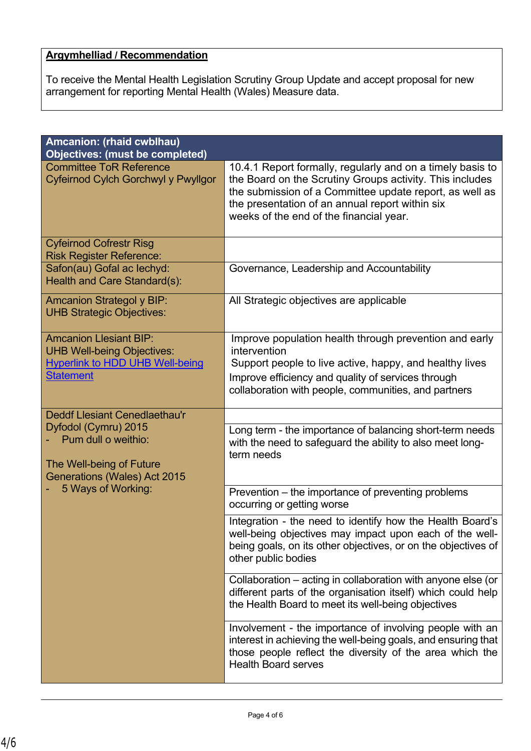**Argymhelliad / Recommendation**

To receive the Mental Health Legislation Scrutiny Group Update and accept proposal for new arrangement for reporting Mental Health (Wales) Measure data.

| **Amcanion: (rhaid cwblhau)<br>Objectives: (must be completed)** | |
|---|---|
| Committee ToR Reference<br>Cyfeirnod Cylch Gorchwyl y Pwyllgor | 10.4.1 Report formally, regularly and on a timely basis to the Board on the Scrutiny Groups activity. This includes the submission of a Committee update report, as well as the presentation of an annual report within six weeks of the end of the financial year. |
| Cyfeirnod Cofrestr Risg<br>Risk Register Reference: | |
| Safon(au) Gofal ac Iechyd:<br>Health and Care Standard(s): | Governance, Leadership and Accountability |
| Amcanion Strategol y BIP:<br>UHB Strategic Objectives: | All Strategic objectives are applicable |
| Amcanion Llesiant BIP:<br>UHB Well-being Objectives:<br>[Hyperlink to HDD UHB Well-being Statement] | Improve population health through prevention and early intervention<br>Support people to live active, happy, and healthy lives<br>Improve efficiency and quality of services through collaboration with people, communities, and partners |
| Deddf Llesiant Cenedlaethau'r Dyfodol (Cymru) 2015<br>- Pum dull o weithio:<br><br>The Well-being of Future Generations (Wales) Act 2015<br>- 5 Ways of Working: | |
| | Long term - the importance of balancing short-term needs with the need to safeguard the ability to also meet long-term needs |
| | Prevention – the importance of preventing problems occurring or getting worse |
| | Integration - the need to identify how the Health Board's well-being objectives may impact upon each of the well-being goals, on its other objectives, or on the objectives of other public bodies |
| | Collaboration – acting in collaboration with anyone else (or different parts of the organisation itself) which could help the Health Board to meet its well-being objectives |
| | Involvement - the importance of involving people with an interest in achieving the well-being goals, and ensuring that those people reflect the diversity of the area which the Health Board serves |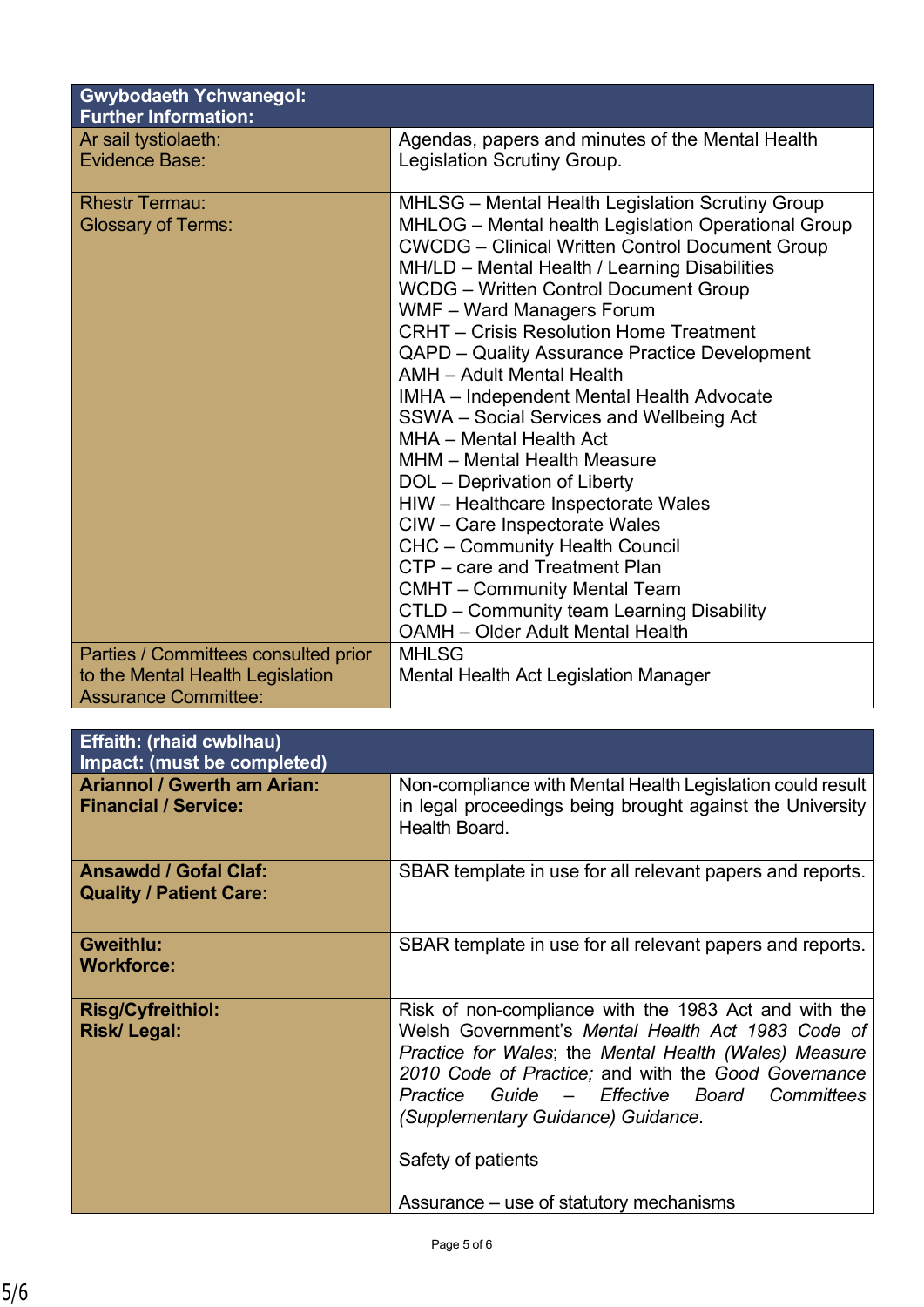| **Gwybodaeth Ychwanegol:<br>Further Information:** | |
|---|---|
| Ar sail tystiolaeth:<br>Evidence Base: | Agendas, papers and minutes of the Mental Health Legislation Scrutiny Group. |
| Rhestr Termau:<br>Glossary of Terms: | MHLSG – Mental Health Legislation Scrutiny Group<br>MHLOG – Mental health Legislation Operational Group<br>CWCDG – Clinical Written Control Document Group<br>MH/LD – Mental Health / Learning Disabilities<br>WCDG – Written Control Document Group<br>WMF – Ward Managers Forum<br>CRHT – Crisis Resolution Home Treatment<br>QAPD – Quality Assurance Practice Development<br>AMH – Adult Mental Health<br>IMHA – Independent Mental Health Advocate<br>SSWA – Social Services and Wellbeing Act<br>MHA – Mental Health Act<br>MHM – Mental Health Measure<br>DOL – Deprivation of Liberty<br>HIW – Healthcare Inspectorate Wales<br>CIW – Care Inspectorate Wales<br>CHC – Community Health Council<br>CTP – care and Treatment Plan<br>CMHT – Community Mental Team<br>CTLD – Community team Learning Disability<br>OAMH – Older Adult Mental Health |
| Parties / Committees consulted prior to the Mental Health Legislation Assurance Committee: | MHLSG<br>Mental Health Act Legislation Manager |

| **Effaith: (rhaid cwblhau)<br>Impact: (must be completed)** | |
|---|---|
| **Ariannol / Gwerth am Arian:<br>Financial / Service:** | Non-compliance with Mental Health Legislation could result in legal proceedings being brought against the University Health Board. |
| **Ansawdd / Gofal Claf:<br>Quality / Patient Care:** | SBAR template in use for all relevant papers and reports. |
| **Gweithlu:<br>Workforce:** | SBAR template in use for all relevant papers and reports. |
| **Risg/Cyfreithiol:<br>Risk/ Legal:** | Risk of non-compliance with the 1983 Act and with the Welsh Government's *Mental Health Act 1983 Code of Practice for Wales*; the *Mental Health (Wales) Measure 2010 Code of Practice;* and with the *Good Governance Practice Guide – Effective Board Committees (Supplementary Guidance) Guidance*.<br><br>Safety of patients<br><br>Assurance – use of statutory mechanisms |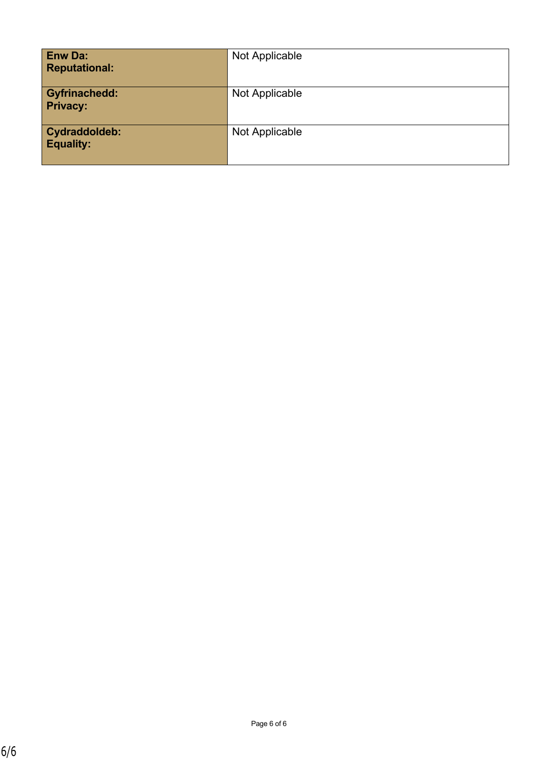| | |
|---|---|
| **Enw Da:**<br>**Reputational:** | Not Applicable |
| **Gyfrinachedd:**<br>**Privacy:** | Not Applicable |
| **Cydraddoldeb:**<br>**Equality:** | Not Applicable |